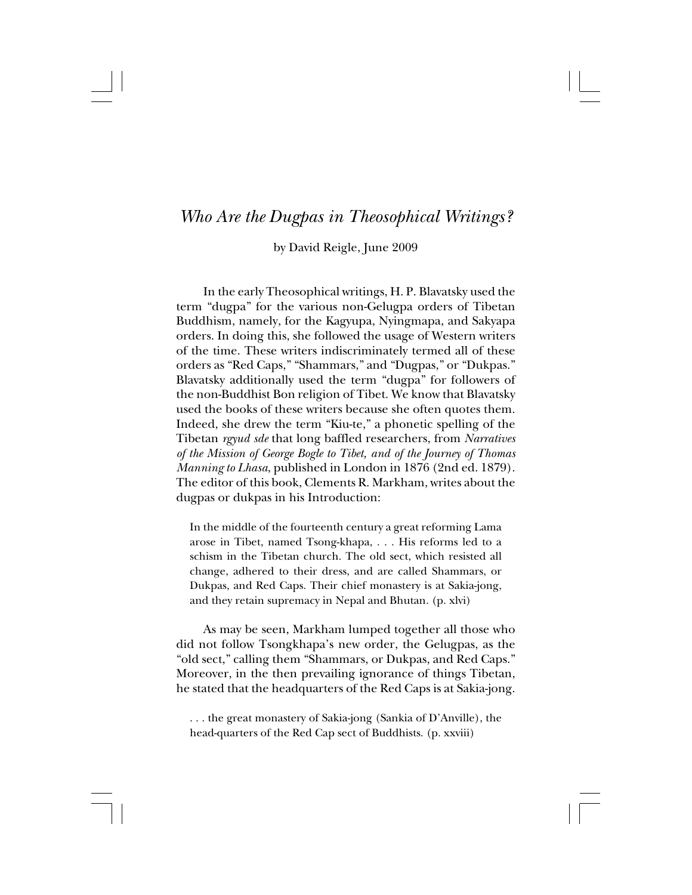# *Who Are the Dugpas in Theosophical Writings?*

by David Reigle, June 2009

In the early Theosophical writings, H. P. Blavatsky used the term "dugpa" for the various non-Gelugpa orders of Tibetan Buddhism, namely, for the Kagyupa, Nyingmapa, and Sakyapa orders. In doing this, she followed the usage of Western writers of the time. These writers indiscriminately termed all of these orders as "Red Caps," "Shammars," and "Dugpas," or "Dukpas." Blavatsky additionally used the term "dugpa" for followers of the non-Buddhist Bon religion of Tibet. We know that Blavatsky used the books of these writers because she often quotes them. Indeed, she drew the term "Kiu-te," a phonetic spelling of the Tibetan *rgyud sde* that long baffled researchers, from *Narratives of the Mission of George Bogle to Tibet, and of the Journey of Thomas Manning to Lhasa*, published in London in 1876 (2nd ed. 1879). The editor of this book, Clements R. Markham, writes about the dugpas or dukpas in his Introduction:

> In the middle of the fourteenth century a great reforming Lama arose in Tibet, named Tsong-khapa, . . . His reforms led to a schism in the Tibetan church. The old sect, which resisted all change, adhered to their dress, and are called Shammars, or Dukpas, and Red Caps. Their chief monastery is at Sakia-jong, and they retain supremacy in Nepal and Bhutan. (p. xlvi)

As may be seen, Markham lumped together all those who did not follow Tsongkhapa's new order, the Gelugpas, as the "old sect," calling them "Shammars, or Dukpas, and Red Caps." Moreover, in the then prevailing ignorance of things Tibetan, he stated that the headquarters of the Red Caps is at Sakia-jong.

> . . . the great monastery of Sakia-jong (Sankia of D'Anville), the head-quarters of the Red Cap sect of Buddhists. (p. xxviii)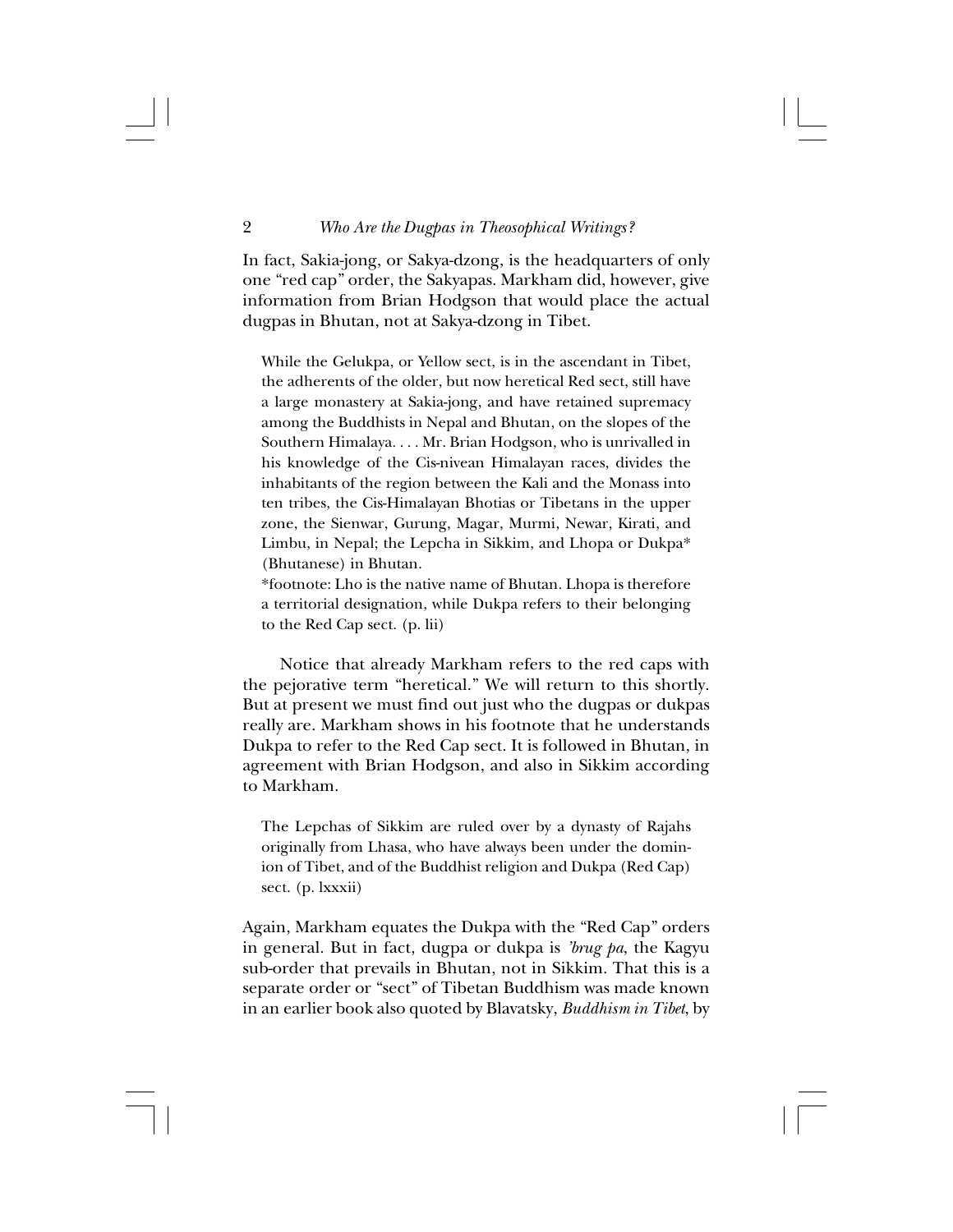In fact, Sakia-jong, or Sakya-dzong, is the headquarters of only one "red cap" order, the Sakyapas. Markham did, however, give information from Brian Hodgson that would place the actual dugpas in Bhutan, not at Sakya-dzong in Tibet.

> While the Gelukpa, or Yellow sect, is in the ascendant in Tibet, the adherents of the older, but now heretical Red sect, still have a large monastery at Sakia-jong, and have retained supremacy among the Buddhists in Nepal and Bhutan, on the slopes of the Southern Himalaya. . . . Mr. Brian Hodgson, who is unrivalled in his knowledge of the Cis-nivean Himalayan races, divides the inhabitants of the region between the Kali and the Monass into ten tribes, the Cis-Himalayan Bhotias or Tibetans in the upper zone, the Sienwar, Gurung, Magar, Murmi, Newar, Kirati, and Limbu, in Nepal; the Lepcha in Sikkim, and Lhopa or Dukpa* (Bhutanese) in Bhutan.
>
> *footnote: Lho is the native name of Bhutan. Lhopa is therefore a territorial designation, while Dukpa refers to their belonging to the Red Cap sect. (p. lii)

Notice that already Markham refers to the red caps with the pejorative term "heretical." We will return to this shortly. But at present we must find out just who the dugpas or dukpas really are. Markham shows in his footnote that he understands Dukpa to refer to the Red Cap sect. It is followed in Bhutan, in agreement with Brian Hodgson, and also in Sikkim according to Markham.

> The Lepchas of Sikkim are ruled over by a dynasty of Rajahs originally from Lhasa, who have always been under the dominion of Tibet, and of the Buddhist religion and Dukpa (Red Cap) sect. (p. lxxxii)

Again, Markham equates the Dukpa with the "Red Cap" orders in general. But in fact, dugpa or dukpa is *'brug pa*, the Kagyu sub-order that prevails in Bhutan, not in Sikkim. That this is a separate order or "sect" of Tibetan Buddhism was made known in an earlier book also quoted by Blavatsky, *Buddhism in Tibet*, by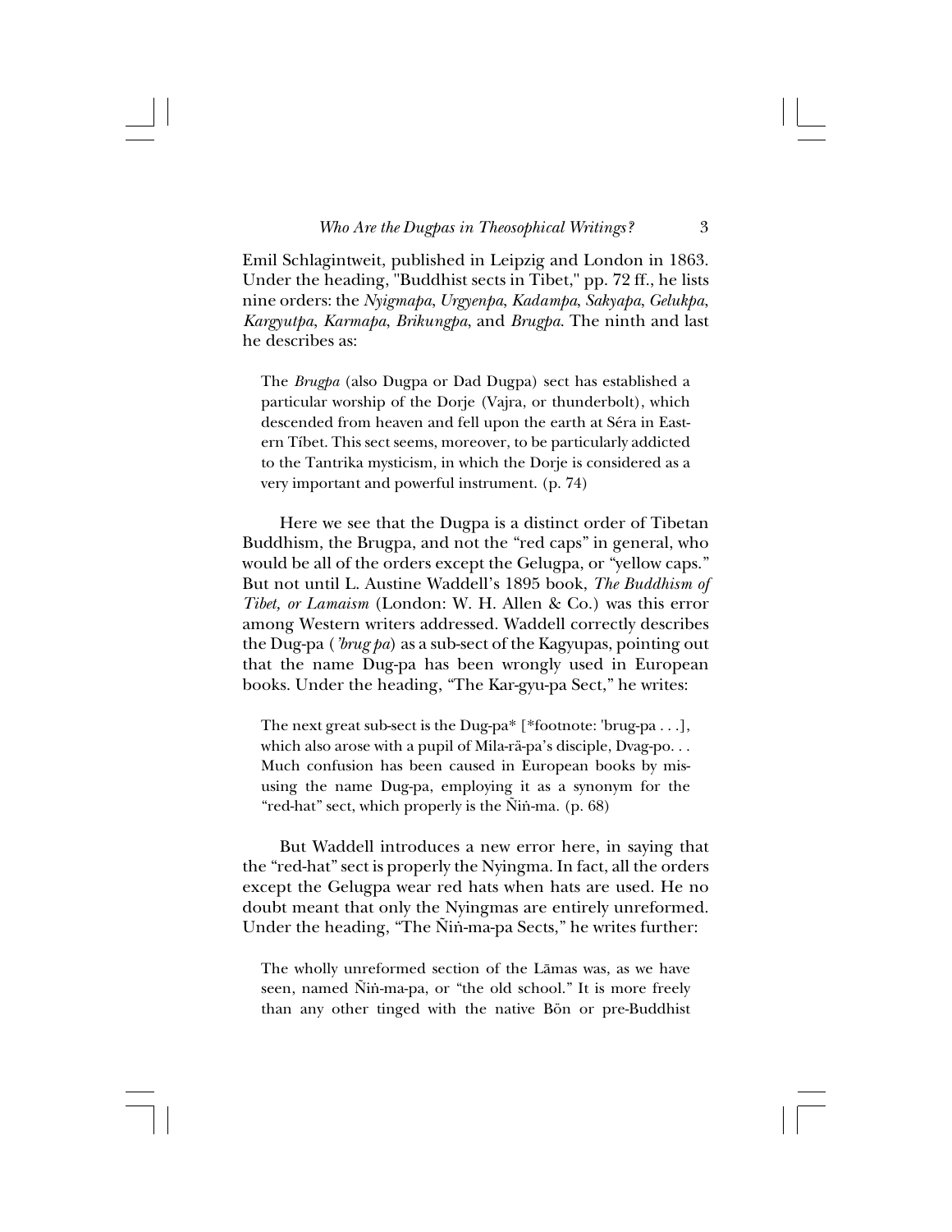Emil Schlagintweit, published in Leipzig and London in 1863. Under the heading, "Buddhist sects in Tibet," pp. 72 ff., he lists nine orders: the *Nyigmapa*, *Urgyenpa*, *Kadampa*, *Sakyapa*, *Gelukpa*, *Kargyutpa*, *Karmapa*, *Brikungpa*, and *Brugpa*. The ninth and last he describes as:

> The *Brugpa* (also Dugpa or Dad Dugpa) sect has established a particular worship of the Dorje (Vajra, or thunderbolt), which descended from heaven and fell upon the earth at Séra in Eastern Tíbet. This sect seems, moreover, to be particularly addicted to the Tantrika mysticism, in which the Dorje is considered as a very important and powerful instrument. (p. 74)

Here we see that the Dugpa is a distinct order of Tibetan Buddhism, the Brugpa, and not the "red caps" in general, who would be all of the orders except the Gelugpa, or "yellow caps." But not until L. Austine Waddell's 1895 book, *The Buddhism of Tibet, or Lamaism* (London: W. H. Allen & Co.) was this error among Western writers addressed. Waddell correctly describes the Dug-pa (*'brug pa*) as a sub-sect of the Kagyupas, pointing out that the name Dug-pa has been wrongly used in European books. Under the heading, "The Kar-gyu-pa Sect," he writes:

> The next great sub-sect is the Dug-pa* [*footnote: 'brug-pa . . .], which also arose with a pupil of Mila-rä-pa's disciple, Dvag-po. . . Much confusion has been caused in European books by misusing the name Dug-pa, employing it as a synonym for the "red-hat" sect, which properly is the Ñiṅ-ma. (p. 68)

But Waddell introduces a new error here, in saying that the "red-hat" sect is properly the Nyingma. In fact, all the orders except the Gelugpa wear red hats when hats are used. He no doubt meant that only the Nyingmas are entirely unreformed. Under the heading, "The Ñiṅ-ma-pa Sects," he writes further:

> The wholly unreformed section of the Lāmas was, as we have seen, named Ñiṅ-ma-pa, or "the old school." It is more freely than any other tinged with the native Bön or pre-Buddhist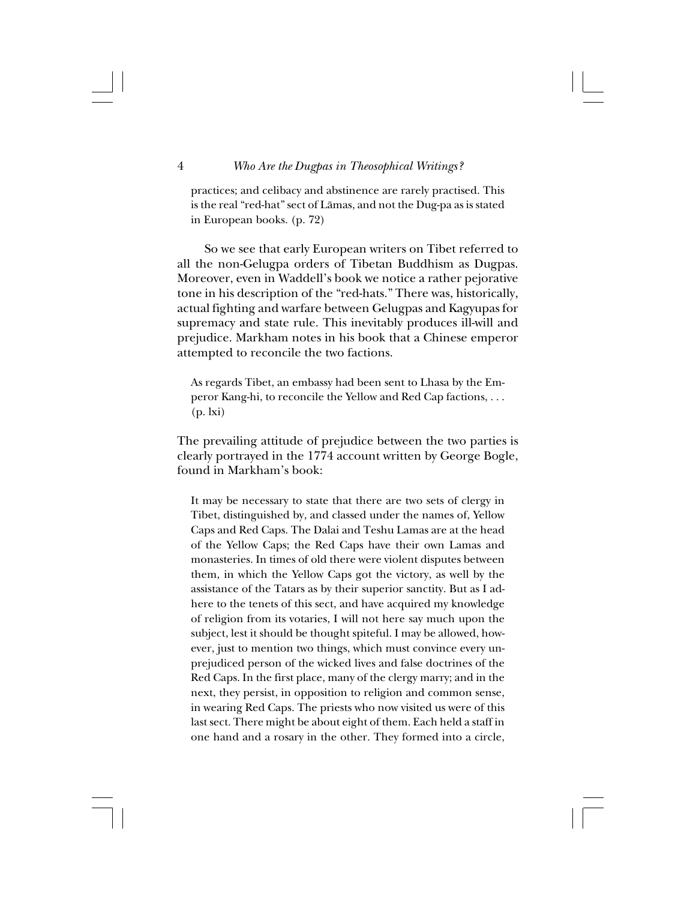> practices; and celibacy and abstinence are rarely practised. This is the real "red-hat" sect of Lāmas, and not the Dug-pa as is stated in European books. (p. 72)

So we see that early European writers on Tibet referred to all the non-Gelugpa orders of Tibetan Buddhism as Dugpas. Moreover, even in Waddell's book we notice a rather pejorative tone in his description of the "red-hats." There was, historically, actual fighting and warfare between Gelugpas and Kagyupas for supremacy and state rule. This inevitably produces ill-will and prejudice. Markham notes in his book that a Chinese emperor attempted to reconcile the two factions.

> As regards Tibet, an embassy had been sent to Lhasa by the Emperor Kang-hi, to reconcile the Yellow and Red Cap factions, . . . (p. lxi)

The prevailing attitude of prejudice between the two parties is clearly portrayed in the 1774 account written by George Bogle, found in Markham's book:

> It may be necessary to state that there are two sets of clergy in Tibet, distinguished by, and classed under the names of, Yellow Caps and Red Caps. The Dalai and Teshu Lamas are at the head of the Yellow Caps; the Red Caps have their own Lamas and monasteries. In times of old there were violent disputes between them, in which the Yellow Caps got the victory, as well by the assistance of the Tatars as by their superior sanctity. But as I adhere to the tenets of this sect, and have acquired my knowledge of religion from its votaries, I will not here say much upon the subject, lest it should be thought spiteful. I may be allowed, however, just to mention two things, which must convince every unprejudiced person of the wicked lives and false doctrines of the Red Caps. In the first place, many of the clergy marry; and in the next, they persist, in opposition to religion and common sense, in wearing Red Caps. The priests who now visited us were of this last sect. There might be about eight of them. Each held a staff in one hand and a rosary in the other. They formed into a circle,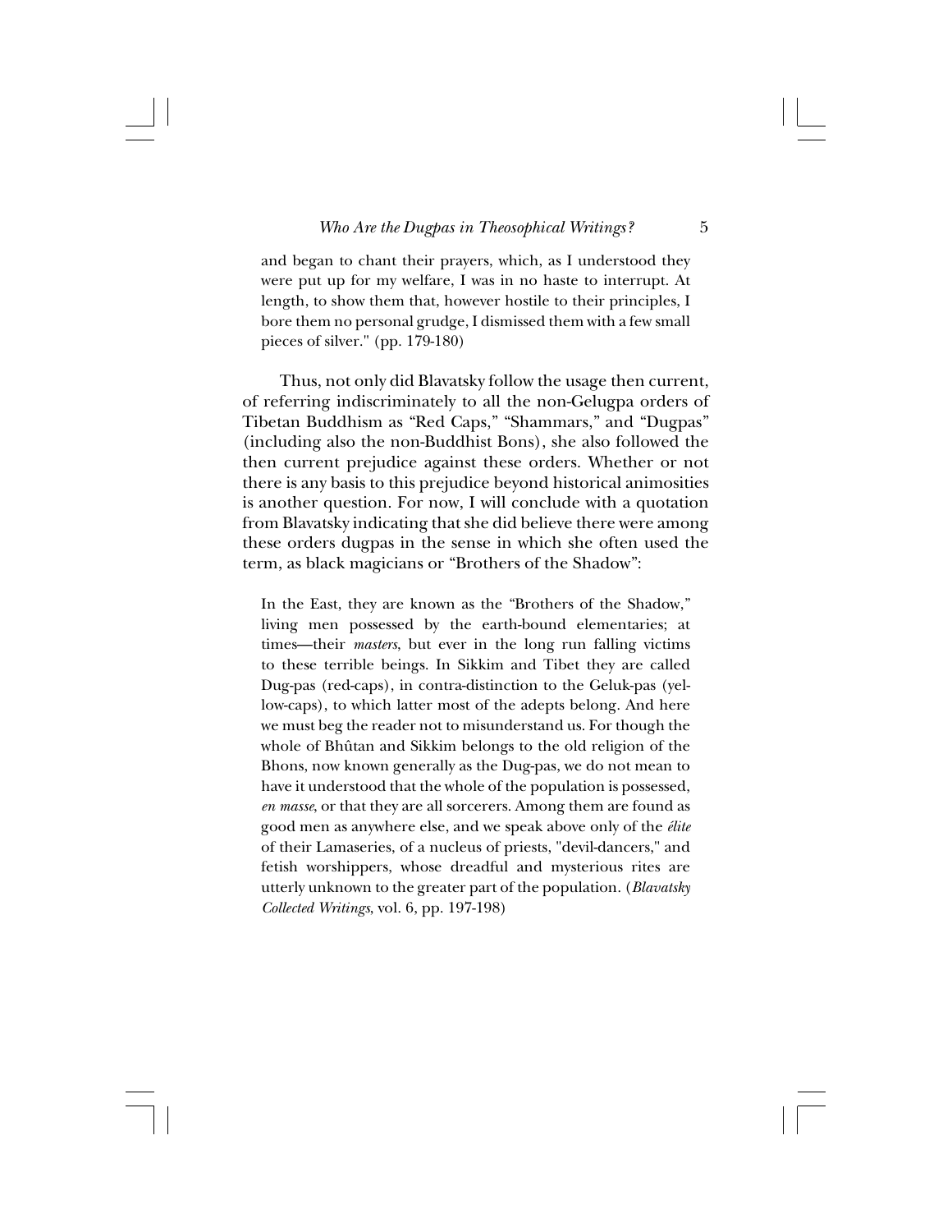> and began to chant their prayers, which, as I understood they were put up for my welfare, I was in no haste to interrupt. At length, to show them that, however hostile to their principles, I bore them no personal grudge, I dismissed them with a few small pieces of silver." (pp. 179-180)

Thus, not only did Blavatsky follow the usage then current, of referring indiscriminately to all the non-Gelugpa orders of Tibetan Buddhism as "Red Caps," "Shammars," and "Dugpas" (including also the non-Buddhist Bons), she also followed the then current prejudice against these orders. Whether or not there is any basis to this prejudice beyond historical animosities is another question. For now, I will conclude with a quotation from Blavatsky indicating that she did believe there were among these orders dugpas in the sense in which she often used the term, as black magicians or "Brothers of the Shadow":

> In the East, they are known as the "Brothers of the Shadow," living men possessed by the earth-bound elementaries; at times—their *masters*, but ever in the long run falling victims to these terrible beings. In Sikkim and Tibet they are called Dug-pas (red-caps), in contra-distinction to the Geluk-pas (yellow-caps), to which latter most of the adepts belong. And here we must beg the reader not to misunderstand us. For though the whole of Bhûtan and Sikkim belongs to the old religion of the Bhons, now known generally as the Dug-pas, we do not mean to have it understood that the whole of the population is possessed, *en masse*, or that they are all sorcerers. Among them are found as good men as anywhere else, and we speak above only of the *élite* of their Lamaseries, of a nucleus of priests, "devil-dancers," and fetish worshippers, whose dreadful and mysterious rites are utterly unknown to the greater part of the population. (*Blavatsky Collected Writings*, vol. 6, pp. 197-198)